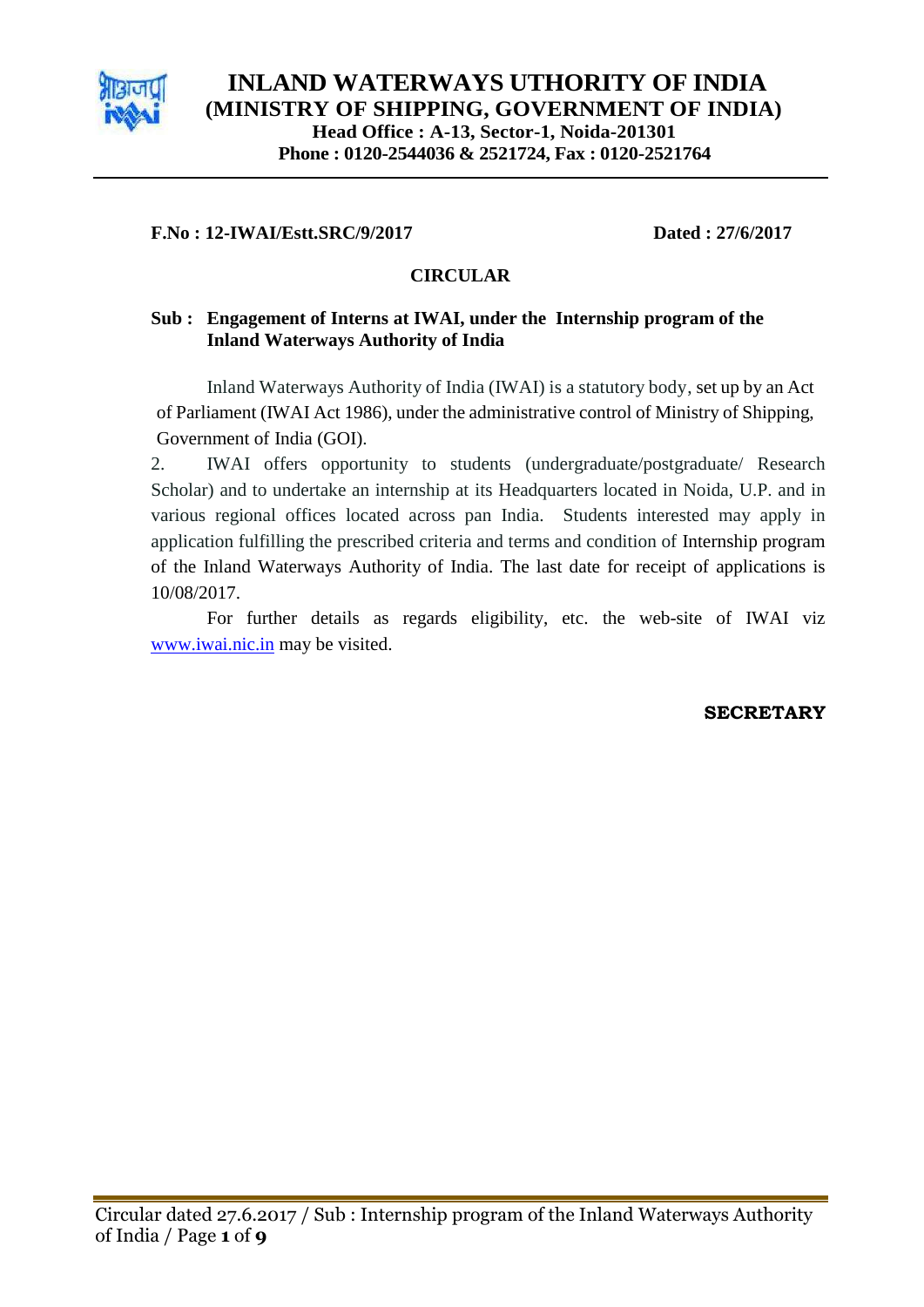# INLAND WATERWAYS UTHORITY OF INDIA
## (MINISTRY OF SHIPPING, GOVERNMENT OF INDIA)
**Head Office : A-13, Sector-1, Noida-201301**
**Phone : 0120-2544036 & 2521724, Fax : 0120-2521764**

---

**F.No : 12-IWAI/Estt.SRC/9/2017** **Dated : 27/6/2017**

**CIRCULAR**

**Sub : Engagement of Interns at IWAI, under the Internship program of the Inland Waterways Authority of India**

Inland Waterways Authority of India (IWAI) is a statutory body, set up by an Act of Parliament (IWAI Act 1986), under the administrative control of Ministry of Shipping, Government of India (GOI).

2. IWAI offers opportunity to students (undergraduate/postgraduate/ Research Scholar) and to undertake an internship at its Headquarters located in Noida, U.P. and in various regional offices located across pan India. Students interested may apply in application fulfilling the prescribed criteria and terms and condition of Internship program of the Inland Waterways Authority of India. The last date for receipt of applications is 10/08/2017.

For further details as regards eligibility, etc. the web-site of IWAI viz www.iwai.nic.in may be visited.

**SECRETARY**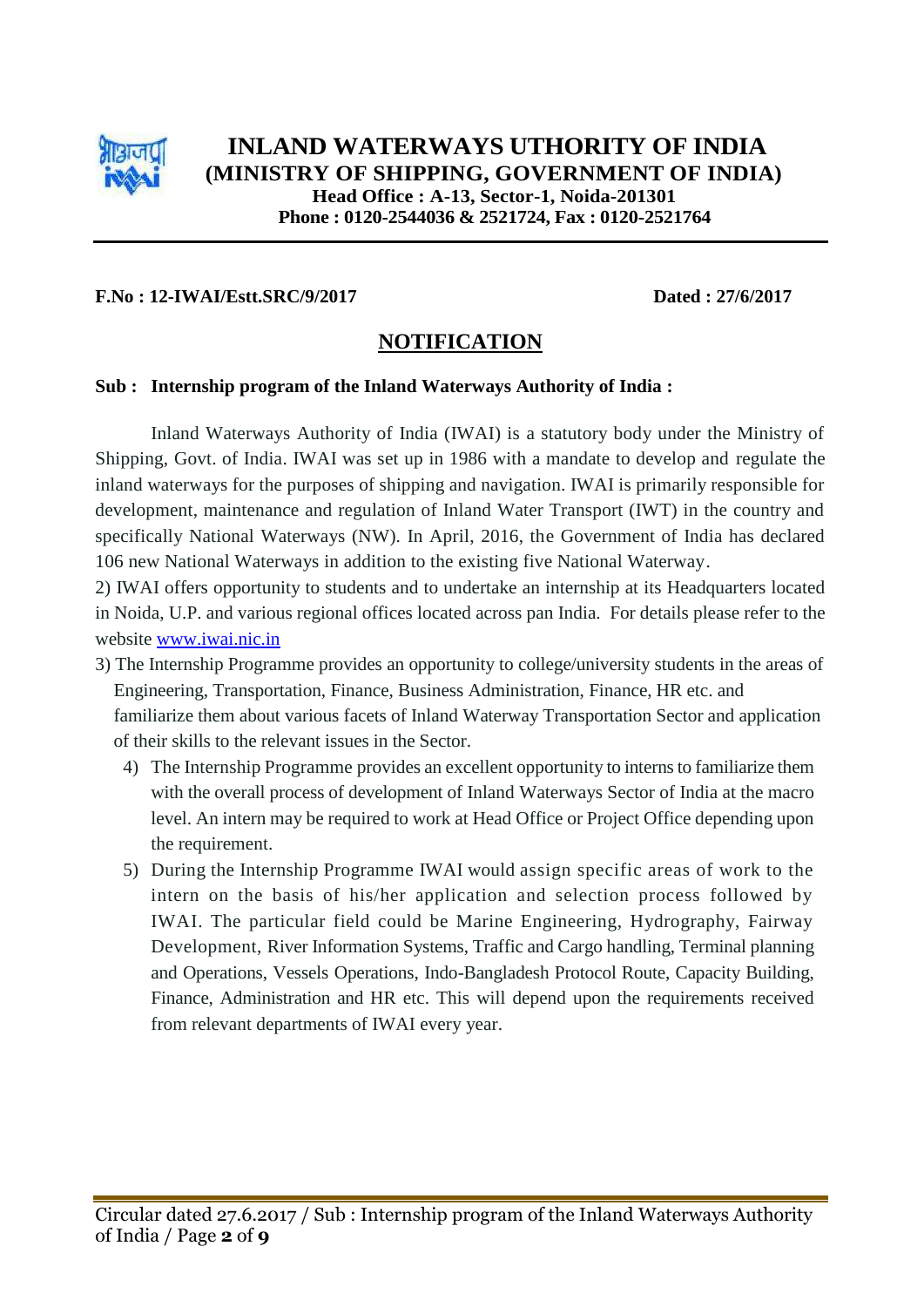# INLAND WATERWAYS UTHORITY OF INDIA
## (MINISTRY OF SHIPPING, GOVERNMENT OF INDIA)
**Head Office : A-13, Sector-1, Noida-201301**
**Phone : 0120-2544036 & 2521724, Fax : 0120-2521764**

---

**F.No : 12-IWAI/Estt.SRC/9/2017** **Dated : 27/6/2017**

## NOTIFICATION

**Sub : Internship program of the Inland Waterways Authority of India :**

Inland Waterways Authority of India (IWAI) is a statutory body under the Ministry of Shipping, Govt. of India. IWAI was set up in 1986 with a mandate to develop and regulate the inland waterways for the purposes of shipping and navigation. IWAI is primarily responsible for development, maintenance and regulation of Inland Water Transport (IWT) in the country and specifically National Waterways (NW). In April, 2016, the Government of India has declared 106 new National Waterways in addition to the existing five National Waterway.

2) IWAI offers opportunity to students and to undertake an internship at its Headquarters located in Noida, U.P. and various regional offices located across pan India. For details please refer to the website www.iwai.nic.in

3) The Internship Programme provides an opportunity to college/university students in the areas of Engineering, Transportation, Finance, Business Administration, Finance, HR etc. and familiarize them about various facets of Inland Waterway Transportation Sector and application of their skills to the relevant issues in the Sector.

4) The Internship Programme provides an excellent opportunity to interns to familiarize them with the overall process of development of Inland Waterways Sector of India at the macro level. An intern may be required to work at Head Office or Project Office depending upon the requirement.

5) During the Internship Programme IWAI would assign specific areas of work to the intern on the basis of his/her application and selection process followed by IWAI. The particular field could be Marine Engineering, Hydrography, Fairway Development, River Information Systems, Traffic and Cargo handling, Terminal planning and Operations, Vessels Operations, Indo-Bangladesh Protocol Route, Capacity Building, Finance, Administration and HR etc. This will depend upon the requirements received from relevant departments of IWAI every year.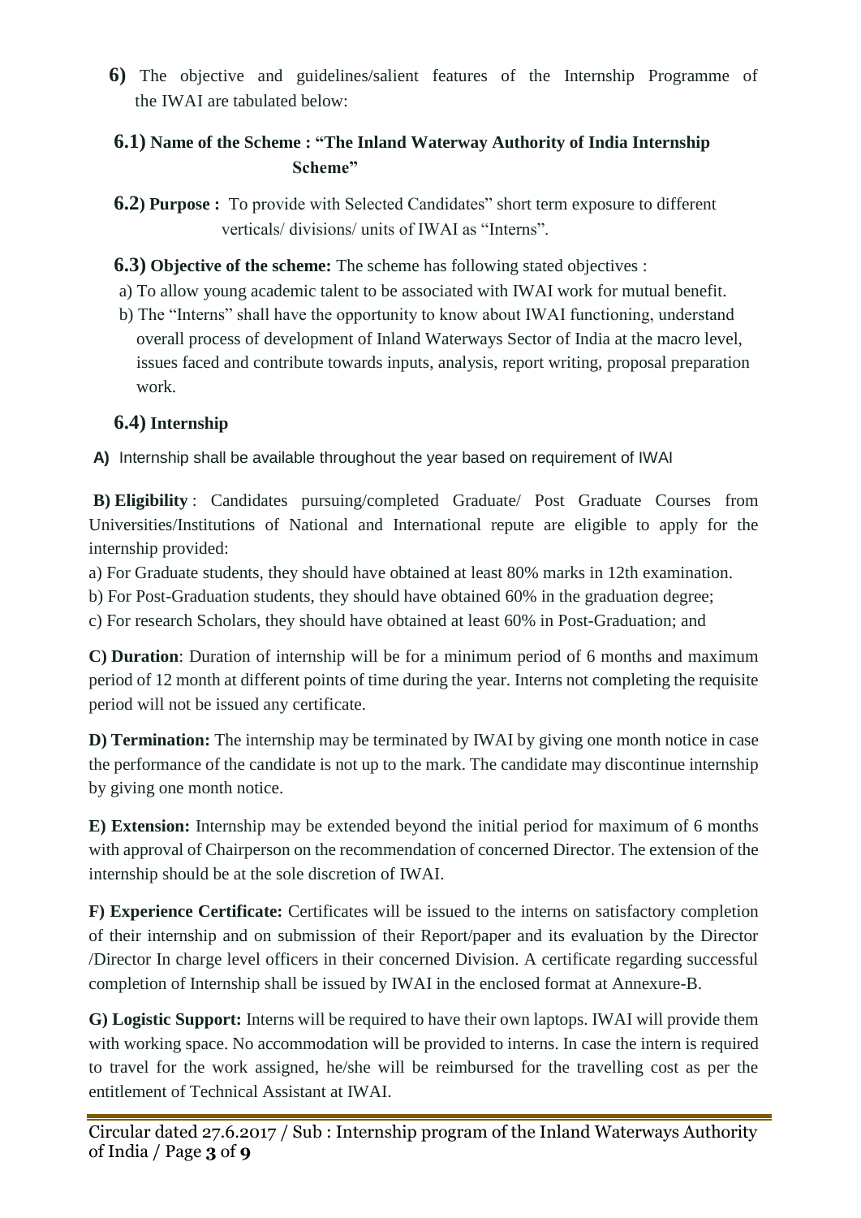**6)** The objective and guidelines/salient features of the Internship Programme of the IWAI are tabulated below:

**6.1) Name of the Scheme : "The Inland Waterway Authority of India Internship Scheme"**

**6.2) Purpose :** To provide with Selected Candidates" short term exposure to different verticals/ divisions/ units of IWAI as "Interns".

**6.3) Objective of the scheme:** The scheme has following stated objectives :

a) To allow young academic talent to be associated with IWAI work for mutual benefit.

b) The "Interns" shall have the opportunity to know about IWAI functioning, understand overall process of development of Inland Waterways Sector of India at the macro level, issues faced and contribute towards inputs, analysis, report writing, proposal preparation work.

**6.4) Internship**

**A)** Internship shall be available throughout the year based on requirement of IWAI

**B) Eligibility** : Candidates pursuing/completed Graduate/ Post Graduate Courses from Universities/Institutions of National and International repute are eligible to apply for the internship provided:

a) For Graduate students, they should have obtained at least 80% marks in 12th examination.

b) For Post-Graduation students, they should have obtained 60% in the graduation degree;

c) For research Scholars, they should have obtained at least 60% in Post-Graduation; and

**C) Duration**: Duration of internship will be for a minimum period of 6 months and maximum period of 12 month at different points of time during the year. Interns not completing the requisite period will not be issued any certificate.

**D) Termination:** The internship may be terminated by IWAI by giving one month notice in case the performance of the candidate is not up to the mark. The candidate may discontinue internship by giving one month notice.

**E) Extension:** Internship may be extended beyond the initial period for maximum of 6 months with approval of Chairperson on the recommendation of concerned Director. The extension of the internship should be at the sole discretion of IWAI.

**F) Experience Certificate:** Certificates will be issued to the interns on satisfactory completion of their internship and on submission of their Report/paper and its evaluation by the Director /Director In charge level officers in their concerned Division. A certificate regarding successful completion of Internship shall be issued by IWAI in the enclosed format at Annexure-B.

**G) Logistic Support:** Interns will be required to have their own laptops. IWAI will provide them with working space. No accommodation will be provided to interns. In case the intern is required to travel for the work assigned, he/she will be reimbursed for the travelling cost as per the entitlement of Technical Assistant at IWAI.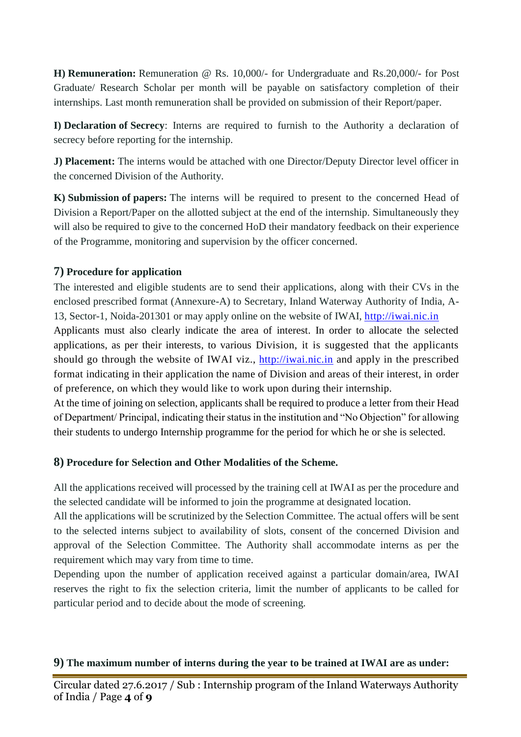**H) Remuneration:** Remuneration @ Rs. 10,000/- for Undergraduate and Rs.20,000/- for Post Graduate/ Research Scholar per month will be payable on satisfactory completion of their internships. Last month remuneration shall be provided on submission of their Report/paper.

**I) Declaration of Secrecy**: Interns are required to furnish to the Authority a declaration of secrecy before reporting for the internship.

**J) Placement:** The interns would be attached with one Director/Deputy Director level officer in the concerned Division of the Authority.

**K) Submission of papers:** The interns will be required to present to the concerned Head of Division a Report/Paper on the allotted subject at the end of the internship. Simultaneously they will also be required to give to the concerned HoD their mandatory feedback on their experience of the Programme, monitoring and supervision by the officer concerned.

## 7) Procedure for application

The interested and eligible students are to send their applications, along with their CVs in the enclosed prescribed format (Annexure-A) to Secretary, Inland Waterway Authority of India, A-13, Sector-1, Noida-201301 or may apply online on the website of IWAI, http://iwai.nic.in

Applicants must also clearly indicate the area of interest. In order to allocate the selected applications, as per their interests, to various Division, it is suggested that the applicants should go through the website of IWAI viz., http://iwai.nic.in and apply in the prescribed format indicating in their application the name of Division and areas of their interest, in order of preference, on which they would like to work upon during their internship.

At the time of joining on selection, applicants shall be required to produce a letter from their Head of Department/ Principal, indicating their status in the institution and "No Objection" for allowing their students to undergo Internship programme for the period for which he or she is selected.

## 8) Procedure for Selection and Other Modalities of the Scheme.

All the applications received will processed by the training cell at IWAI as per the procedure and the selected candidate will be informed to join the programme at designated location.

All the applications will be scrutinized by the Selection Committee. The actual offers will be sent to the selected interns subject to availability of slots, consent of the concerned Division and approval of the Selection Committee. The Authority shall accommodate interns as per the requirement which may vary from time to time.

Depending upon the number of application received against a particular domain/area, IWAI reserves the right to fix the selection criteria, limit the number of applicants to be called for particular period and to decide about the mode of screening.

## 9) The maximum number of interns during the year to be trained at IWAI are as under: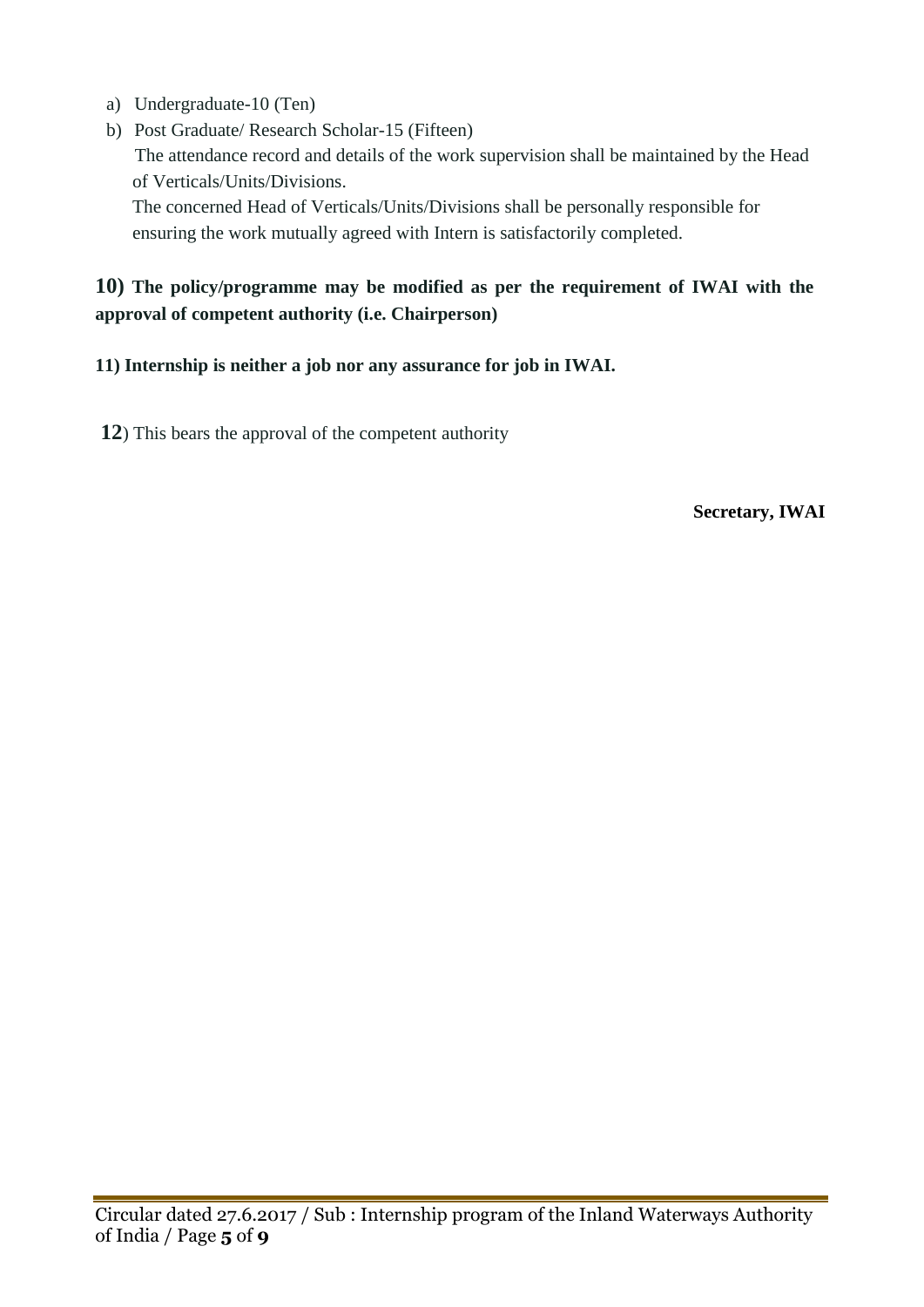a) Undergraduate-10 (Ten)
b) Post Graduate/ Research Scholar-15 (Fifteen)

The attendance record and details of the work supervision shall be maintained by the Head of Verticals/Units/Divisions.

The concerned Head of Verticals/Units/Divisions shall be personally responsible for ensuring the work mutually agreed with Intern is satisfactorily completed.

**10) The policy/programme may be modified as per the requirement of IWAI with the approval of competent authority (i.e. Chairperson)**

**11) Internship is neither a job nor any assurance for job in IWAI.**

**12**) This bears the approval of the competent authority

**Secretary, IWAI**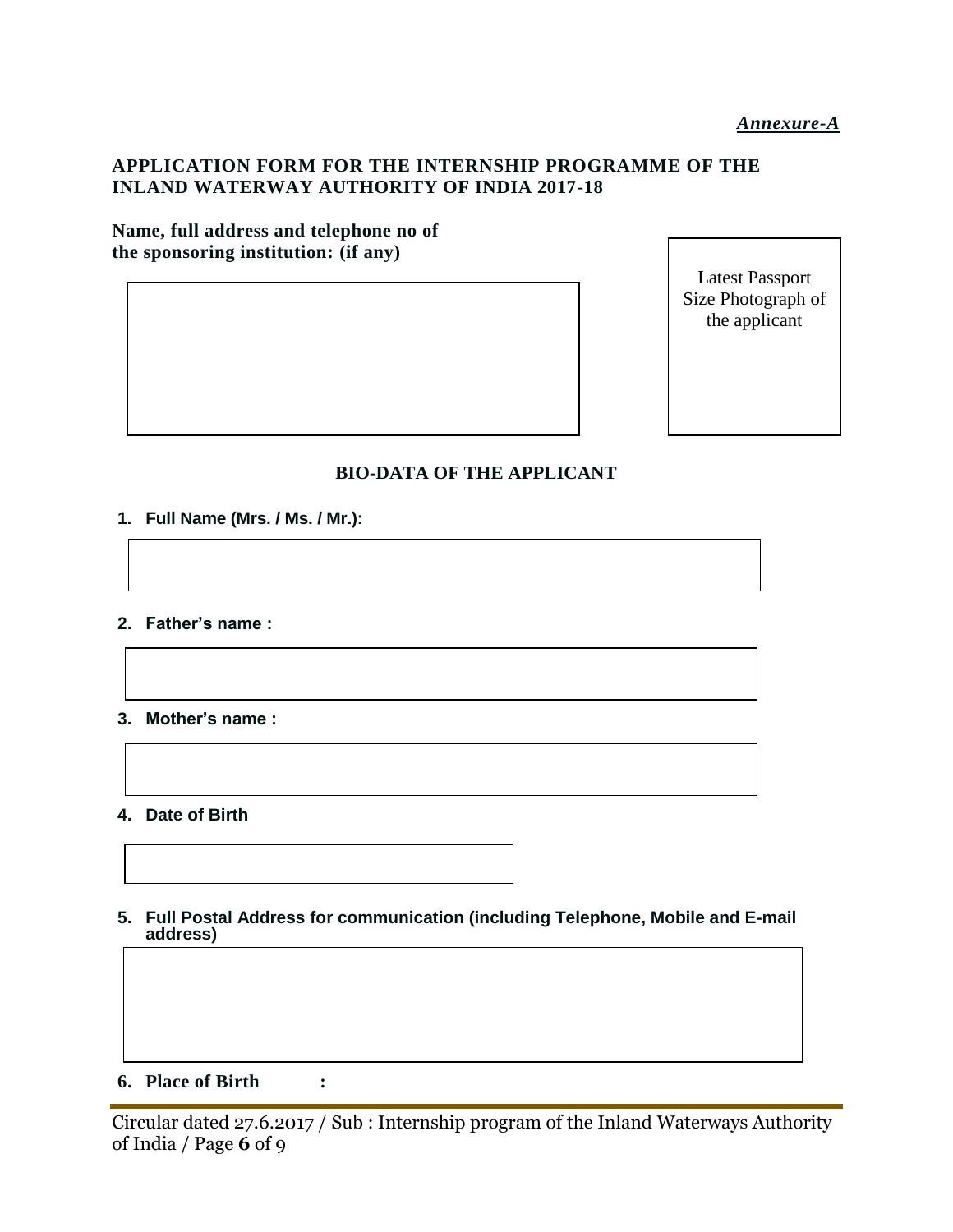*Annexure-A*

## APPLICATION FORM FOR THE INTERNSHIP PROGRAMME OF THE INLAND WATERWAY AUTHORITY OF INDIA 2017-18

**Name, full address and telephone no of the sponsoring institution: (if any)**

Latest Passport Size Photograph of the applicant

### BIO-DATA OF THE APPLICANT

1. **Full Name (Mrs. / Ms. / Mr.):**

2. **Father's name :**

3. **Mother's name :**

4. **Date of Birth**

5. **Full Postal Address for communication (including Telephone, Mobile and E-mail address)**

6. **Place of Birth :**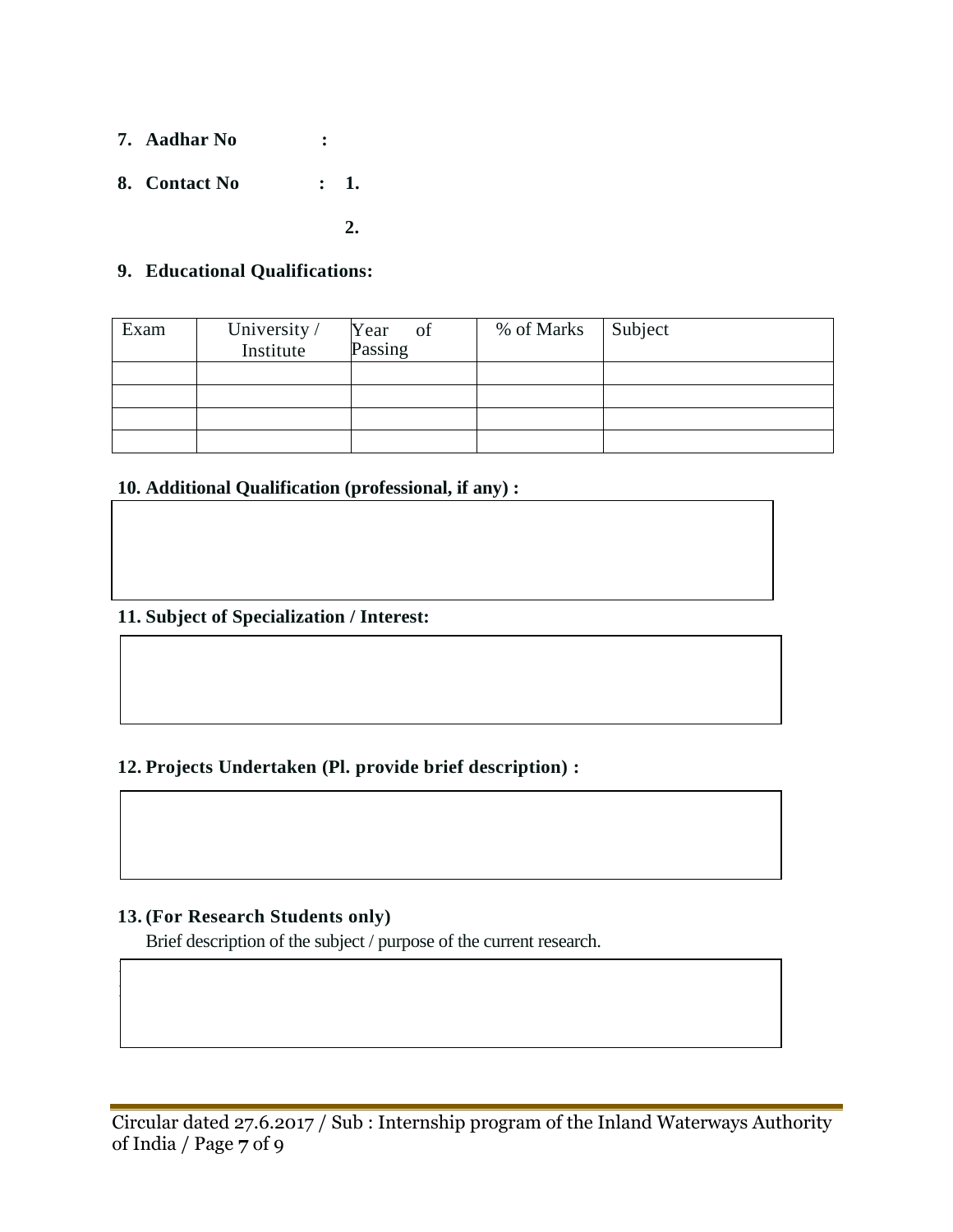7. **Aadhar No :**

8. **Contact No : 1.**

    **2.**

9. **Educational Qualifications:**

| Exam | University / Institute | Year of Passing | % of Marks | Subject |
|---|---|---|---|---|
| | | | | |
| | | | | |
| | | | | |
| | | | | |

10. **Additional Qualification (professional, if any) :**

11. **Subject of Specialization / Interest:**

12. **Projects Undertaken (Pl. provide brief description) :**

13. **(For Research Students only)**

    Brief description of the subject / purpose of the current research.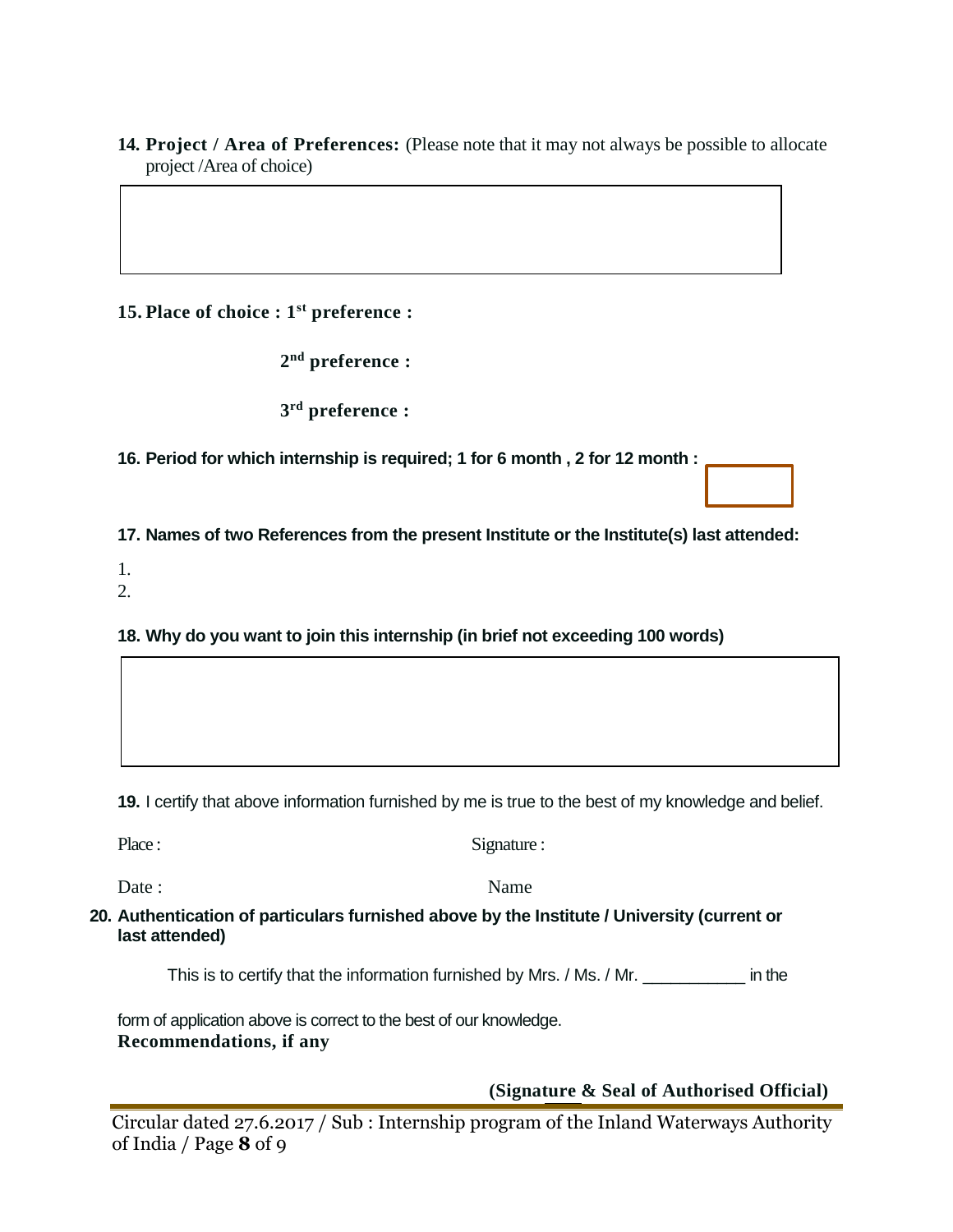**14. Project / Area of Preferences:** (Please note that it may not always be possible to allocate project /Area of choice)

**15. Place of choice : 1st preference :**

**2nd preference :**

**3rd preference :**

**16. Period for which internship is required; 1 for 6 month , 2 for 12 month :**

**17. Names of two References from the present Institute or the Institute(s) last attended:**

1.
2.

**18. Why do you want to join this internship (in brief not exceeding 100 words)**

**19.** I certify that above information furnished by me is true to the best of my knowledge and belief.

Place : Signature :

Date : Name

**20. Authentication of particulars furnished above by the Institute / University (current or last attended)**

This is to certify that the information furnished by Mrs. / Ms. / Mr. ___________ in the form of application above is correct to the best of our knowledge.

**Recommendations, if any**

**(Signature & Seal of Authorised Official)**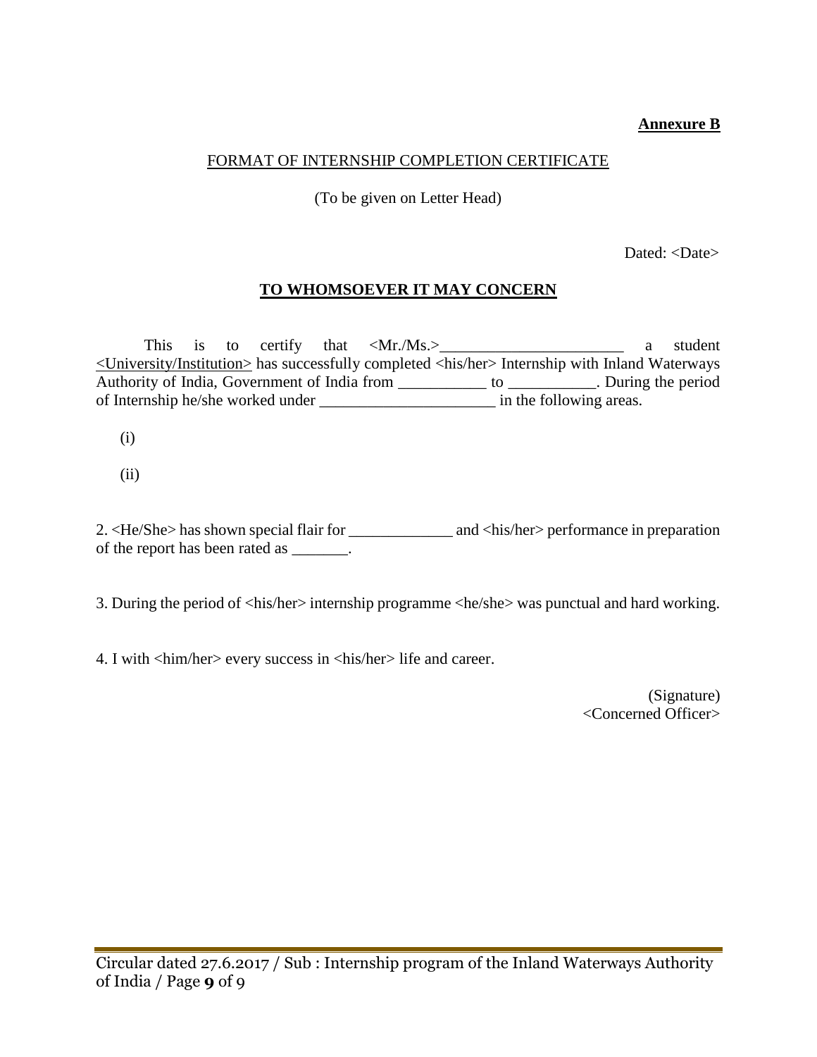**Annexure B**

FORMAT OF INTERNSHIP COMPLETION CERTIFICATE

(To be given on Letter Head)

Dated: <Date>

**TO WHOMSOEVER IT MAY CONCERN**

This is to certify that <Mr./Ms.>_______________________ a student <University/Institution> has successfully completed <his/her> Internship with Inland Waterways Authority of India, Government of India from ___________ to ___________. During the period of Internship he/she worked under ______________________ in the following areas.

(i)

(ii)

2. <He/She> has shown special flair for _____________ and <his/her> performance in preparation of the report has been rated as _______.

3. During the period of <his/her> internship programme <he/she> was punctual and hard working.

4. I with <him/her> every success in <his/her> life and career.

(Signature)
<Concerned Officer>